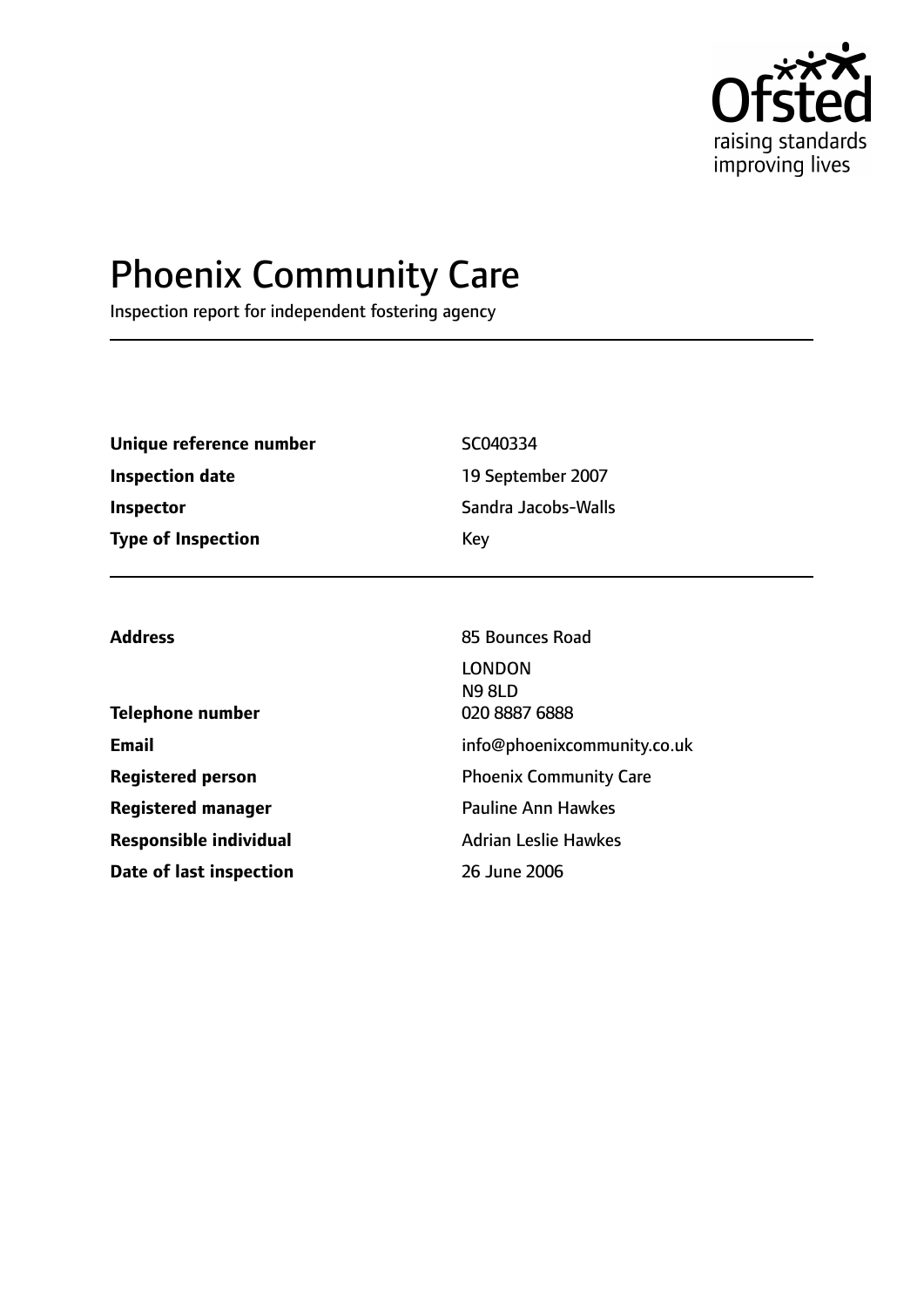Ofsted

raising standards
improving lives

# Phoenix Community Care

Inspection report for independent fostering agency

| | |
|---|---|
| **Unique reference number** | SC040334 |
| **Inspection date** | 19 September 2007 |
| **Inspector** | Sandra Jacobs-Walls |
| **Type of Inspection** | Key |

| | |
|---|---|
| **Address** | 85 Bounces Road<br>LONDON<br>N9 8LD |
| **Telephone number** | 020 8887 6888 |
| **Email** | info@phoenixcommunity.co.uk |
| **Registered person** | Phoenix Community Care |
| **Registered manager** | Pauline Ann Hawkes |
| **Responsible individual** | Adrian Leslie Hawkes |
| **Date of last inspection** | 26 June 2006 |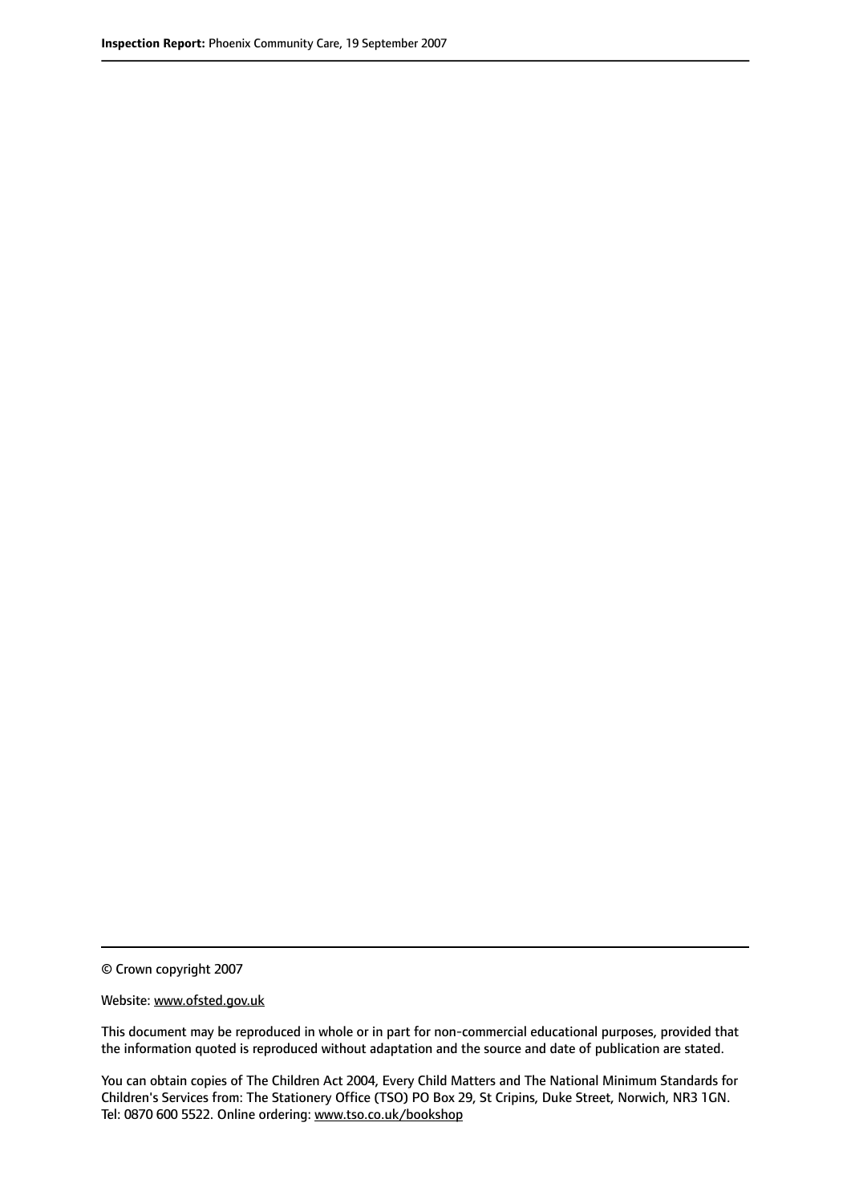© Crown copyright 2007

Website: www.ofsted.gov.uk

This document may be reproduced in whole or in part for non-commercial educational purposes, provided that the information quoted is reproduced without adaptation and the source and date of publication are stated.

You can obtain copies of The Children Act 2004, Every Child Matters and The National Minimum Standards for Children's Services from: The Stationery Office (TSO) PO Box 29, St Cripins, Duke Street, Norwich, NR3 1GN. Tel: 0870 600 5522. Online ordering: www.tso.co.uk/bookshop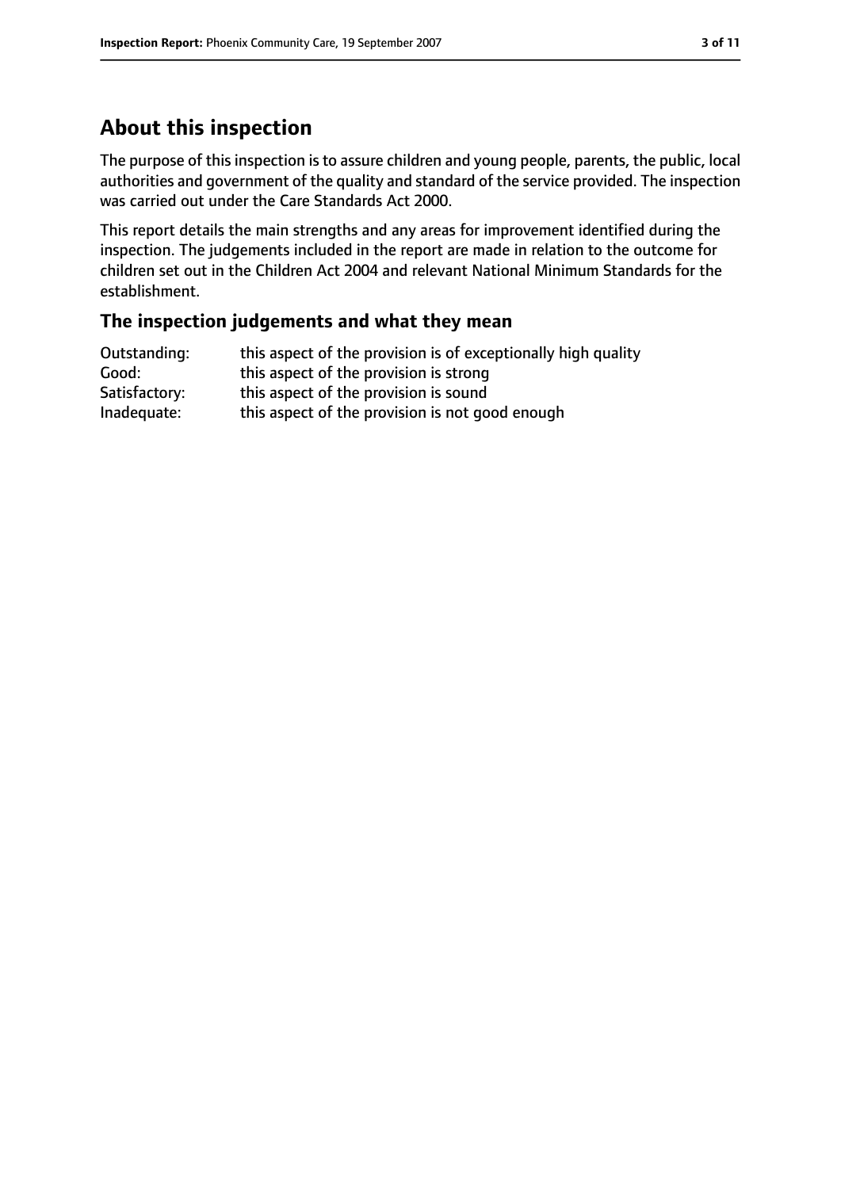## About this inspection

The purpose of this inspection is to assure children and young people, parents, the public, local authorities and government of the quality and standard of the service provided. The inspection was carried out under the Care Standards Act 2000.

This report details the main strengths and any areas for improvement identified during the inspection. The judgements included in the report are made in relation to the outcome for children set out in the Children Act 2004 and relevant National Minimum Standards for the establishment.

### The inspection judgements and what they mean

| | |
|---|---|
| Outstanding: | this aspect of the provision is of exceptionally high quality |
| Good: | this aspect of the provision is strong |
| Satisfactory: | this aspect of the provision is sound |
| Inadequate: | this aspect of the provision is not good enough |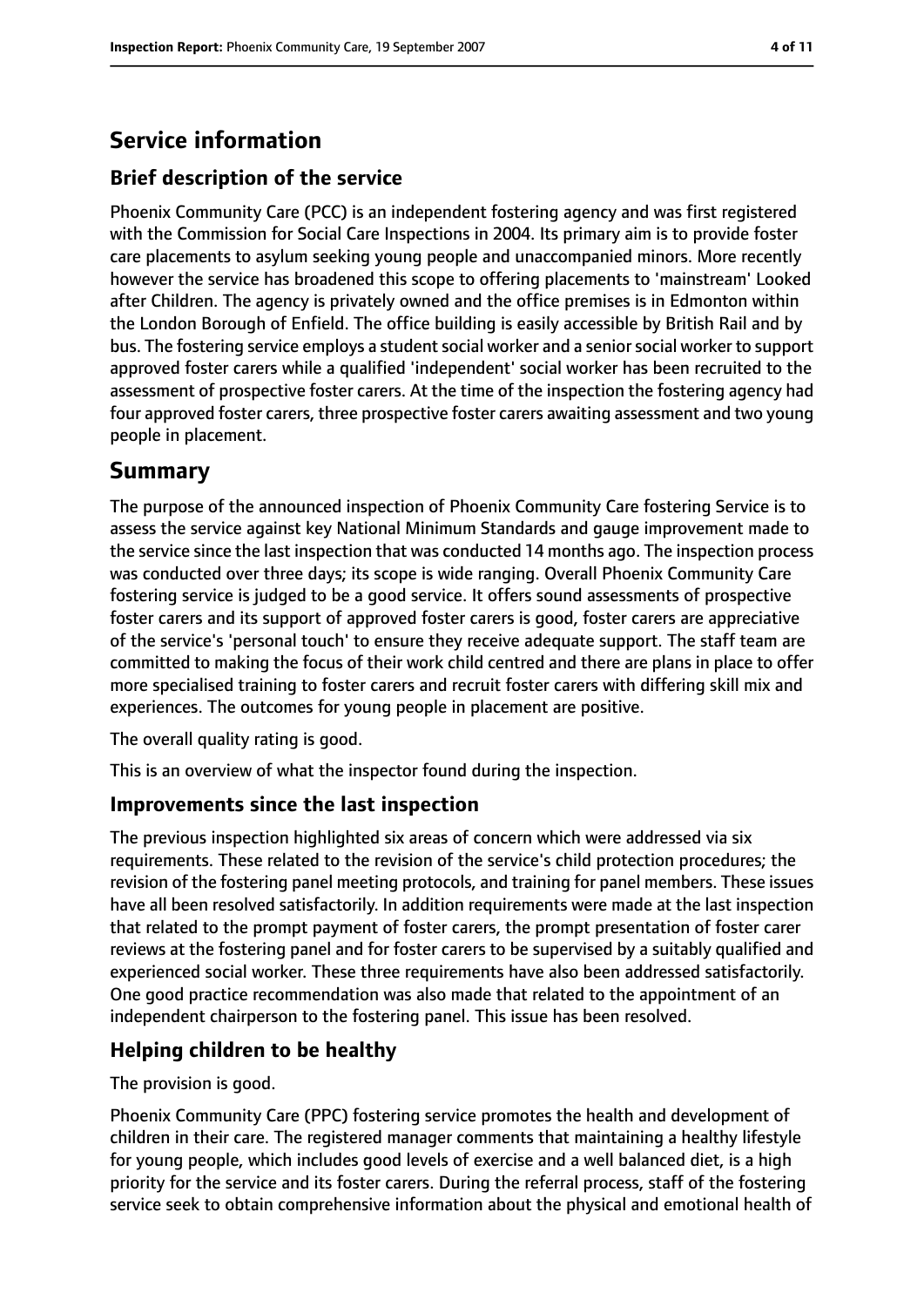# Service information

## Brief description of the service

Phoenix Community Care (PCC) is an independent fostering agency and was first registered with the Commission for Social Care Inspections in 2004. Its primary aim is to provide foster care placements to asylum seeking young people and unaccompanied minors. More recently however the service has broadened this scope to offering placements to 'mainstream' Looked after Children. The agency is privately owned and the office premises is in Edmonton within the London Borough of Enfield. The office building is easily accessible by British Rail and by bus. The fostering service employs a student social worker and a senior social worker to support approved foster carers while a qualified 'independent' social worker has been recruited to the assessment of prospective foster carers. At the time of the inspection the fostering agency had four approved foster carers, three prospective foster carers awaiting assessment and two young people in placement.

# Summary

The purpose of the announced inspection of Phoenix Community Care fostering Service is to assess the service against key National Minimum Standards and gauge improvement made to the service since the last inspection that was conducted 14 months ago. The inspection process was conducted over three days; its scope is wide ranging. Overall Phoenix Community Care fostering service is judged to be a good service. It offers sound assessments of prospective foster carers and its support of approved foster carers is good, foster carers are appreciative of the service's 'personal touch' to ensure they receive adequate support. The staff team are committed to making the focus of their work child centred and there are plans in place to offer more specialised training to foster carers and recruit foster carers with differing skill mix and experiences. The outcomes for young people in placement are positive.

The overall quality rating is good.

This is an overview of what the inspector found during the inspection.

## Improvements since the last inspection

The previous inspection highlighted six areas of concern which were addressed via six requirements. These related to the revision of the service's child protection procedures; the revision of the fostering panel meeting protocols, and training for panel members. These issues have all been resolved satisfactorily. In addition requirements were made at the last inspection that related to the prompt payment of foster carers, the prompt presentation of foster carer reviews at the fostering panel and for foster carers to be supervised by a suitably qualified and experienced social worker. These three requirements have also been addressed satisfactorily. One good practice recommendation was also made that related to the appointment of an independent chairperson to the fostering panel. This issue has been resolved.

## Helping children to be healthy

The provision is good.

Phoenix Community Care (PPC) fostering service promotes the health and development of children in their care. The registered manager comments that maintaining a healthy lifestyle for young people, which includes good levels of exercise and a well balanced diet, is a high priority for the service and its foster carers. During the referral process, staff of the fostering service seek to obtain comprehensive information about the physical and emotional health of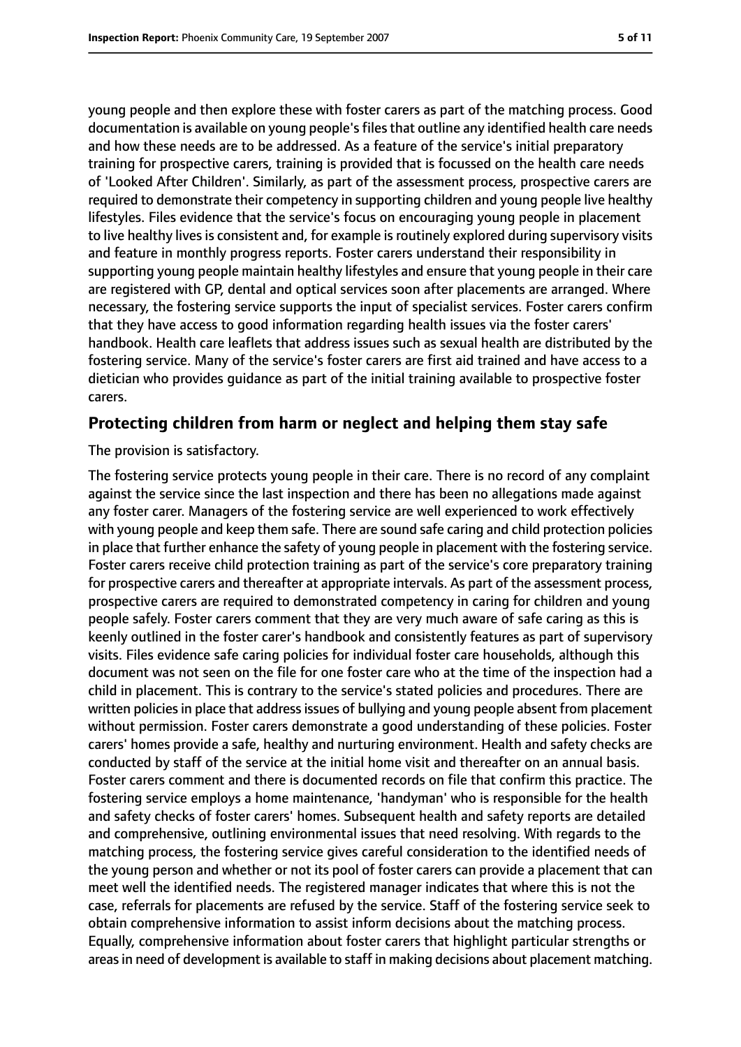young people and then explore these with foster carers as part of the matching process. Good documentation is available on young people's files that outline any identified health care needs and how these needs are to be addressed. As a feature of the service's initial preparatory training for prospective carers, training is provided that is focussed on the health care needs of 'Looked After Children'. Similarly, as part of the assessment process, prospective carers are required to demonstrate their competency in supporting children and young people live healthy lifestyles. Files evidence that the service's focus on encouraging young people in placement to live healthy lives is consistent and, for example is routinely explored during supervisory visits and feature in monthly progress reports. Foster carers understand their responsibility in supporting young people maintain healthy lifestyles and ensure that young people in their care are registered with GP, dental and optical services soon after placements are arranged. Where necessary, the fostering service supports the input of specialist services. Foster carers confirm that they have access to good information regarding health issues via the foster carers' handbook. Health care leaflets that address issues such as sexual health are distributed by the fostering service. Many of the service's foster carers are first aid trained and have access to a dietician who provides guidance as part of the initial training available to prospective foster carers.

## Protecting children from harm or neglect and helping them stay safe

The provision is satisfactory.

The fostering service protects young people in their care. There is no record of any complaint against the service since the last inspection and there has been no allegations made against any foster carer. Managers of the fostering service are well experienced to work effectively with young people and keep them safe. There are sound safe caring and child protection policies in place that further enhance the safety of young people in placement with the fostering service. Foster carers receive child protection training as part of the service's core preparatory training for prospective carers and thereafter at appropriate intervals. As part of the assessment process, prospective carers are required to demonstrated competency in caring for children and young people safely. Foster carers comment that they are very much aware of safe caring as this is keenly outlined in the foster carer's handbook and consistently features as part of supervisory visits. Files evidence safe caring policies for individual foster care households, although this document was not seen on the file for one foster care who at the time of the inspection had a child in placement. This is contrary to the service's stated policies and procedures. There are written policies in place that address issues of bullying and young people absent from placement without permission. Foster carers demonstrate a good understanding of these policies. Foster carers' homes provide a safe, healthy and nurturing environment. Health and safety checks are conducted by staff of the service at the initial home visit and thereafter on an annual basis. Foster carers comment and there is documented records on file that confirm this practice. The fostering service employs a home maintenance, 'handyman' who is responsible for the health and safety checks of foster carers' homes. Subsequent health and safety reports are detailed and comprehensive, outlining environmental issues that need resolving. With regards to the matching process, the fostering service gives careful consideration to the identified needs of the young person and whether or not its pool of foster carers can provide a placement that can meet well the identified needs. The registered manager indicates that where this is not the case, referrals for placements are refused by the service. Staff of the fostering service seek to obtain comprehensive information to assist inform decisions about the matching process. Equally, comprehensive information about foster carers that highlight particular strengths or areas in need of development is available to staff in making decisions about placement matching.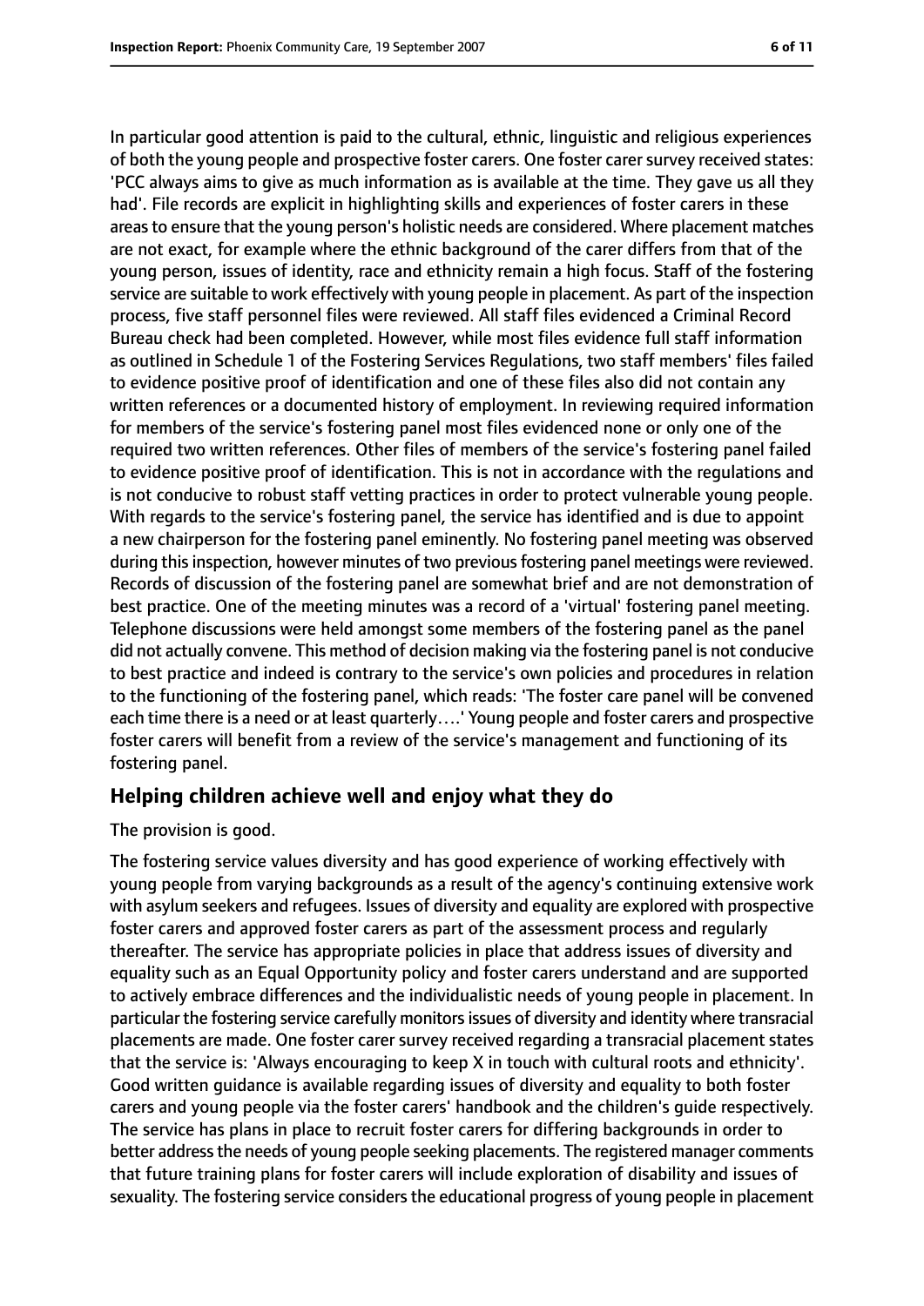In particular good attention is paid to the cultural, ethnic, linguistic and religious experiences of both the young people and prospective foster carers. One foster carer survey received states: 'PCC always aims to give as much information as is available at the time. They gave us all they had'. File records are explicit in highlighting skills and experiences of foster carers in these areas to ensure that the young person's holistic needs are considered. Where placement matches are not exact, for example where the ethnic background of the carer differs from that of the young person, issues of identity, race and ethnicity remain a high focus. Staff of the fostering service are suitable to work effectively with young people in placement. As part of the inspection process, five staff personnel files were reviewed. All staff files evidenced a Criminal Record Bureau check had been completed. However, while most files evidence full staff information as outlined in Schedule 1 of the Fostering Services Regulations, two staff members' files failed to evidence positive proof of identification and one of these files also did not contain any written references or a documented history of employment. In reviewing required information for members of the service's fostering panel most files evidenced none or only one of the required two written references. Other files of members of the service's fostering panel failed to evidence positive proof of identification. This is not in accordance with the regulations and is not conducive to robust staff vetting practices in order to protect vulnerable young people. With regards to the service's fostering panel, the service has identified and is due to appoint a new chairperson for the fostering panel eminently. No fostering panel meeting was observed during this inspection, however minutes of two previous fostering panel meetings were reviewed. Records of discussion of the fostering panel are somewhat brief and are not demonstration of best practice. One of the meeting minutes was a record of a 'virtual' fostering panel meeting. Telephone discussions were held amongst some members of the fostering panel as the panel did not actually convene. This method of decision making via the fostering panel is not conducive to best practice and indeed is contrary to the service's own policies and procedures in relation to the functioning of the fostering panel, which reads: 'The foster care panel will be convened each time there is a need or at least quarterly….' Young people and foster carers and prospective foster carers will benefit from a review of the service's management and functioning of its fostering panel.

## Helping children achieve well and enjoy what they do

The provision is good.

The fostering service values diversity and has good experience of working effectively with young people from varying backgrounds as a result of the agency's continuing extensive work with asylum seekers and refugees. Issues of diversity and equality are explored with prospective foster carers and approved foster carers as part of the assessment process and regularly thereafter. The service has appropriate policies in place that address issues of diversity and equality such as an Equal Opportunity policy and foster carers understand and are supported to actively embrace differences and the individualistic needs of young people in placement. In particular the fostering service carefully monitors issues of diversity and identity where transracial placements are made. One foster carer survey received regarding a transracial placement states that the service is: 'Always encouraging to keep X in touch with cultural roots and ethnicity'. Good written guidance is available regarding issues of diversity and equality to both foster carers and young people via the foster carers' handbook and the children's guide respectively. The service has plans in place to recruit foster carers for differing backgrounds in order to better address the needs of young people seeking placements. The registered manager comments that future training plans for foster carers will include exploration of disability and issues of sexuality. The fostering service considers the educational progress of young people in placement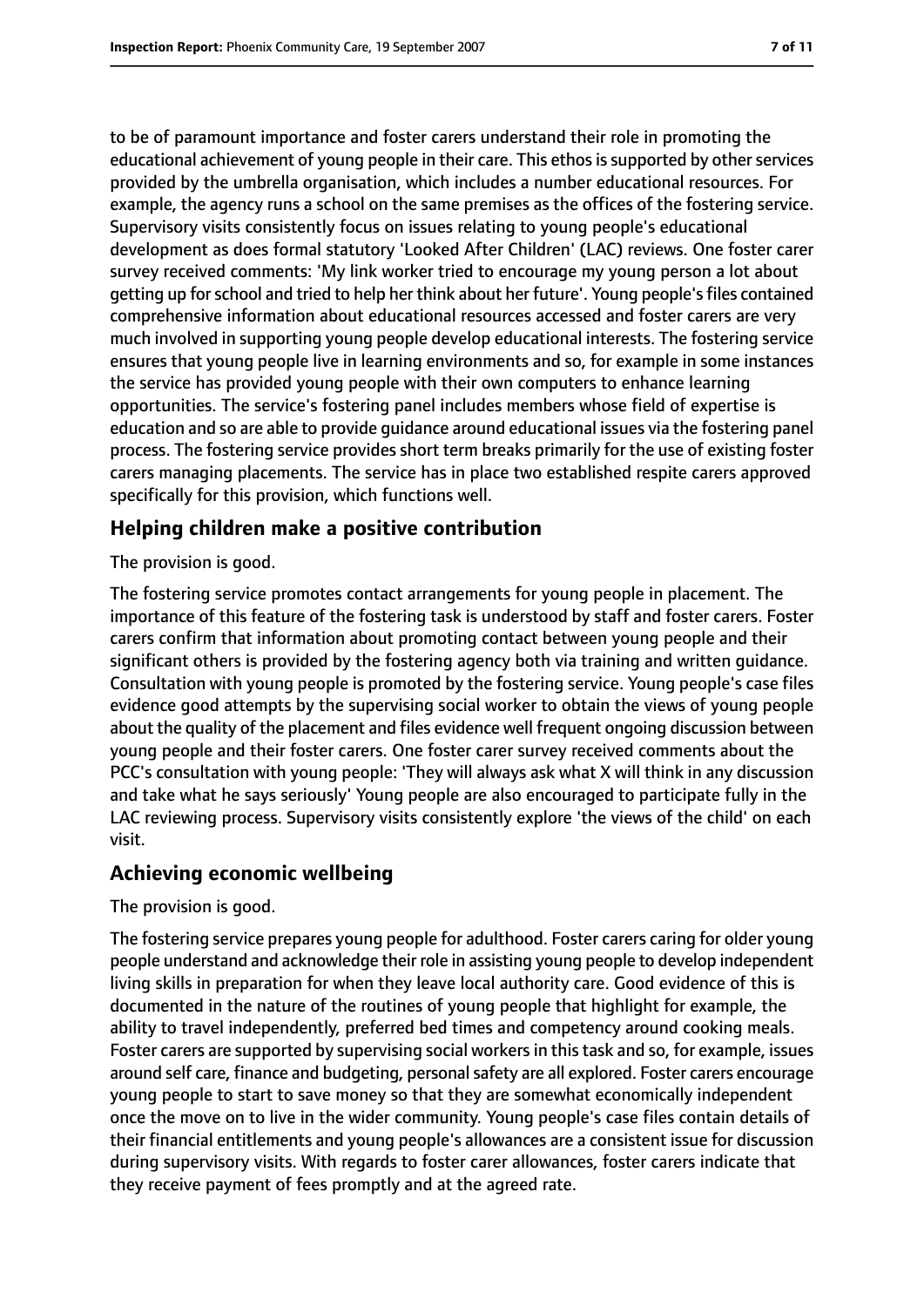to be of paramount importance and foster carers understand their role in promoting the educational achievement of young people in their care. This ethos is supported by other services provided by the umbrella organisation, which includes a number educational resources. For example, the agency runs a school on the same premises as the offices of the fostering service. Supervisory visits consistently focus on issues relating to young people's educational development as does formal statutory 'Looked After Children' (LAC) reviews. One foster carer survey received comments: 'My link worker tried to encourage my young person a lot about getting up for school and tried to help her think about her future'. Young people's files contained comprehensive information about educational resources accessed and foster carers are very much involved in supporting young people develop educational interests. The fostering service ensures that young people live in learning environments and so, for example in some instances the service has provided young people with their own computers to enhance learning opportunities. The service's fostering panel includes members whose field of expertise is education and so are able to provide guidance around educational issues via the fostering panel process. The fostering service provides short term breaks primarily for the use of existing foster carers managing placements. The service has in place two established respite carers approved specifically for this provision, which functions well.

## Helping children make a positive contribution

The provision is good.

The fostering service promotes contact arrangements for young people in placement. The importance of this feature of the fostering task is understood by staff and foster carers. Foster carers confirm that information about promoting contact between young people and their significant others is provided by the fostering agency both via training and written guidance. Consultation with young people is promoted by the fostering service. Young people's case files evidence good attempts by the supervising social worker to obtain the views of young people about the quality of the placement and files evidence well frequent ongoing discussion between young people and their foster carers. One foster carer survey received comments about the PCC's consultation with young people: 'They will always ask what X will think in any discussion and take what he says seriously' Young people are also encouraged to participate fully in the LAC reviewing process. Supervisory visits consistently explore 'the views of the child' on each visit.

## Achieving economic wellbeing

The provision is good.

The fostering service prepares young people for adulthood. Foster carers caring for older young people understand and acknowledge their role in assisting young people to develop independent living skills in preparation for when they leave local authority care. Good evidence of this is documented in the nature of the routines of young people that highlight for example, the ability to travel independently, preferred bed times and competency around cooking meals. Foster carers are supported by supervising social workers in this task and so, for example, issues around self care, finance and budgeting, personal safety are all explored. Foster carers encourage young people to start to save money so that they are somewhat economically independent once the move on to live in the wider community. Young people's case files contain details of their financial entitlements and young people's allowances are a consistent issue for discussion during supervisory visits. With regards to foster carer allowances, foster carers indicate that they receive payment of fees promptly and at the agreed rate.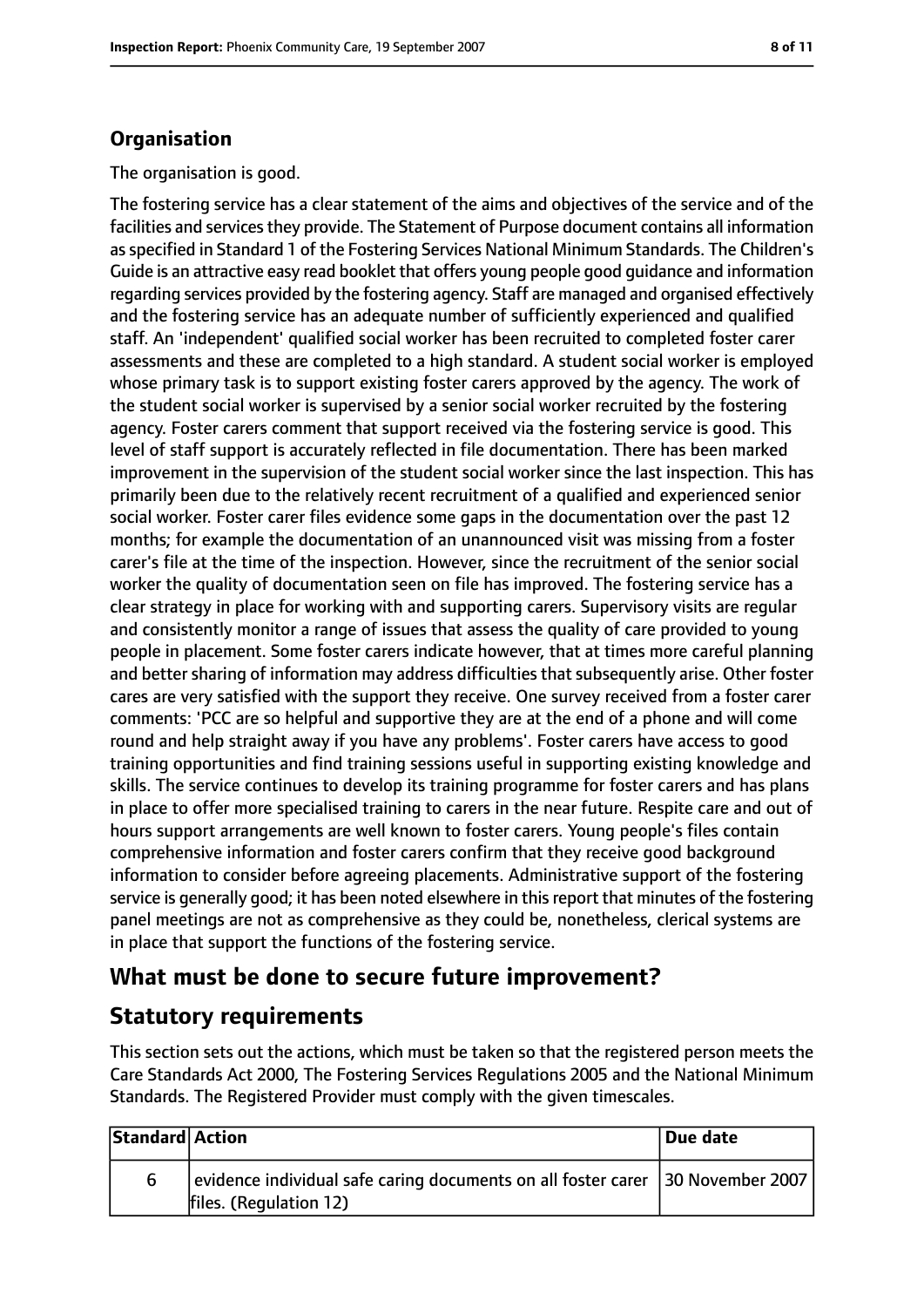### Organisation

The organisation is good.

The fostering service has a clear statement of the aims and objectives of the service and of the facilities and services they provide. The Statement of Purpose document contains all information as specified in Standard 1 of the Fostering Services National Minimum Standards. The Children's Guide is an attractive easy read booklet that offers young people good guidance and information regarding services provided by the fostering agency. Staff are managed and organised effectively and the fostering service has an adequate number of sufficiently experienced and qualified staff. An 'independent' qualified social worker has been recruited to completed foster carer assessments and these are completed to a high standard. A student social worker is employed whose primary task is to support existing foster carers approved by the agency. The work of the student social worker is supervised by a senior social worker recruited by the fostering agency. Foster carers comment that support received via the fostering service is good. This level of staff support is accurately reflected in file documentation. There has been marked improvement in the supervision of the student social worker since the last inspection. This has primarily been due to the relatively recent recruitment of a qualified and experienced senior social worker. Foster carer files evidence some gaps in the documentation over the past 12 months; for example the documentation of an unannounced visit was missing from a foster carer's file at the time of the inspection. However, since the recruitment of the senior social worker the quality of documentation seen on file has improved. The fostering service has a clear strategy in place for working with and supporting carers. Supervisory visits are regular and consistently monitor a range of issues that assess the quality of care provided to young people in placement. Some foster carers indicate however, that at times more careful planning and better sharing of information may address difficulties that subsequently arise. Other foster cares are very satisfied with the support they receive. One survey received from a foster carer comments: 'PCC are so helpful and supportive they are at the end of a phone and will come round and help straight away if you have any problems'. Foster carers have access to good training opportunities and find training sessions useful in supporting existing knowledge and skills. The service continues to develop its training programme for foster carers and has plans in place to offer more specialised training to carers in the near future. Respite care and out of hours support arrangements are well known to foster carers. Young people's files contain comprehensive information and foster carers confirm that they receive good background information to consider before agreeing placements. Administrative support of the fostering service is generally good; it has been noted elsewhere in this report that minutes of the fostering panel meetings are not as comprehensive as they could be, nonetheless, clerical systems are in place that support the functions of the fostering service.

## What must be done to secure future improvement?

## Statutory requirements

This section sets out the actions, which must be taken so that the registered person meets the Care Standards Act 2000, The Fostering Services Regulations 2005 and the National Minimum Standards. The Registered Provider must comply with the given timescales.

| Standard | Action | Due date |
| --- | --- | --- |
| 6 | evidence individual safe caring documents on all foster carer files. (Regulation 12) | 30 November 2007 |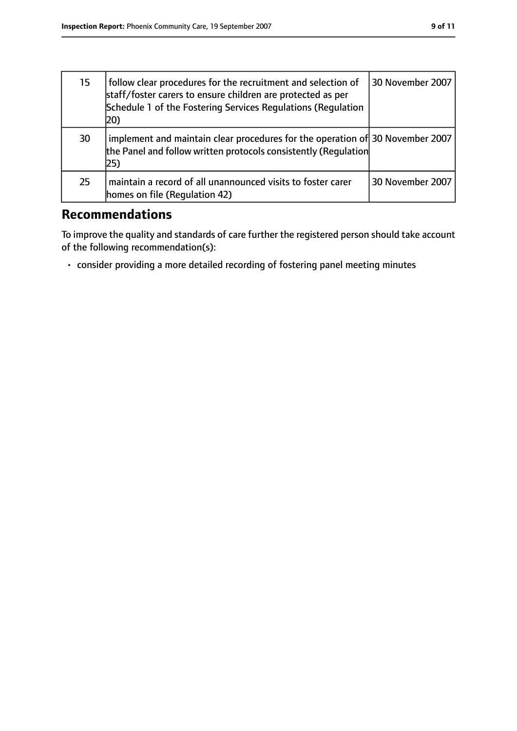| | | |
|---|---|---|
| 15 | follow clear procedures for the recruitment and selection of staff/foster carers to ensure children are protected as per Schedule 1 of the Fostering Services Regulations (Regulation 20) | 30 November 2007 |
| 30 | implement and maintain clear procedures for the operation of the Panel and follow written protocols consistently (Regulation 25) | 30 November 2007 |
| 25 | maintain a record of all unannounced visits to foster carer homes on file (Regulation 42) | 30 November 2007 |

## Recommendations

To improve the quality and standards of care further the registered person should take account of the following recommendation(s):

- consider providing a more detailed recording of fostering panel meeting minutes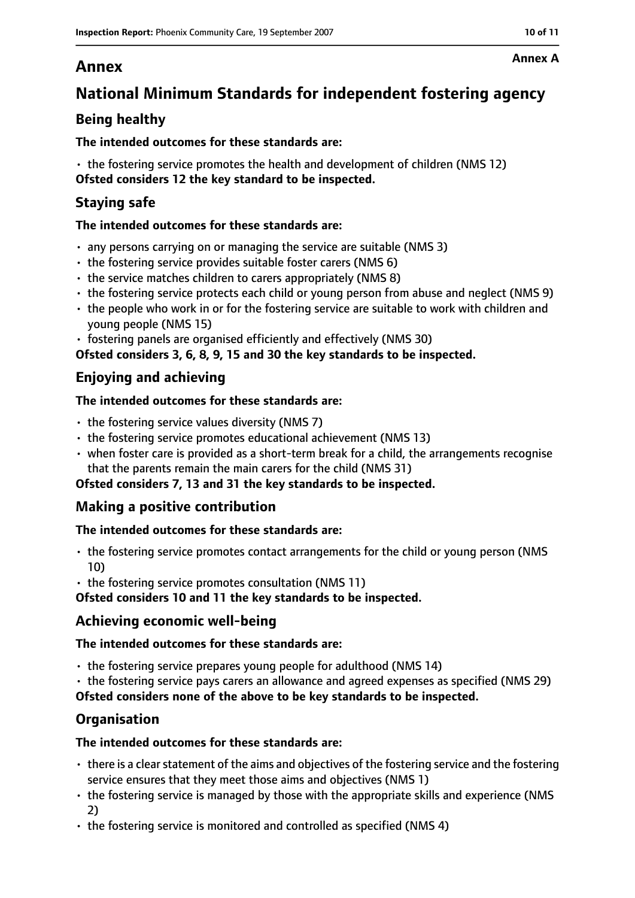# Annex

**Annex A**

## National Minimum Standards for independent fostering agency

### Being healthy

**The intended outcomes for these standards are:**

- the fostering service promotes the health and development of children (NMS 12)

**Ofsted considers 12 the key standard to be inspected.**

### Staying safe

**The intended outcomes for these standards are:**

- any persons carrying on or managing the service are suitable (NMS 3)
- the fostering service provides suitable foster carers (NMS 6)
- the service matches children to carers appropriately (NMS 8)
- the fostering service protects each child or young person from abuse and neglect (NMS 9)
- the people who work in or for the fostering service are suitable to work with children and young people (NMS 15)
- fostering panels are organised efficiently and effectively (NMS 30)

**Ofsted considers 3, 6, 8, 9, 15 and 30 the key standards to be inspected.**

### Enjoying and achieving

**The intended outcomes for these standards are:**

- the fostering service values diversity (NMS 7)
- the fostering service promotes educational achievement (NMS 13)
- when foster care is provided as a short-term break for a child, the arrangements recognise that the parents remain the main carers for the child (NMS 31)

**Ofsted considers 7, 13 and 31 the key standards to be inspected.**

### Making a positive contribution

**The intended outcomes for these standards are:**

- the fostering service promotes contact arrangements for the child or young person (NMS 10)
- the fostering service promotes consultation (NMS 11)

**Ofsted considers 10 and 11 the key standards to be inspected.**

### Achieving economic well-being

**The intended outcomes for these standards are:**

- the fostering service prepares young people for adulthood (NMS 14)
- the fostering service pays carers an allowance and agreed expenses as specified (NMS 29)

**Ofsted considers none of the above to be key standards to be inspected.**

### Organisation

**The intended outcomes for these standards are:**

- there is a clear statement of the aims and objectives of the fostering service and the fostering service ensures that they meet those aims and objectives (NMS 1)
- the fostering service is managed by those with the appropriate skills and experience (NMS 2)
- the fostering service is monitored and controlled as specified (NMS 4)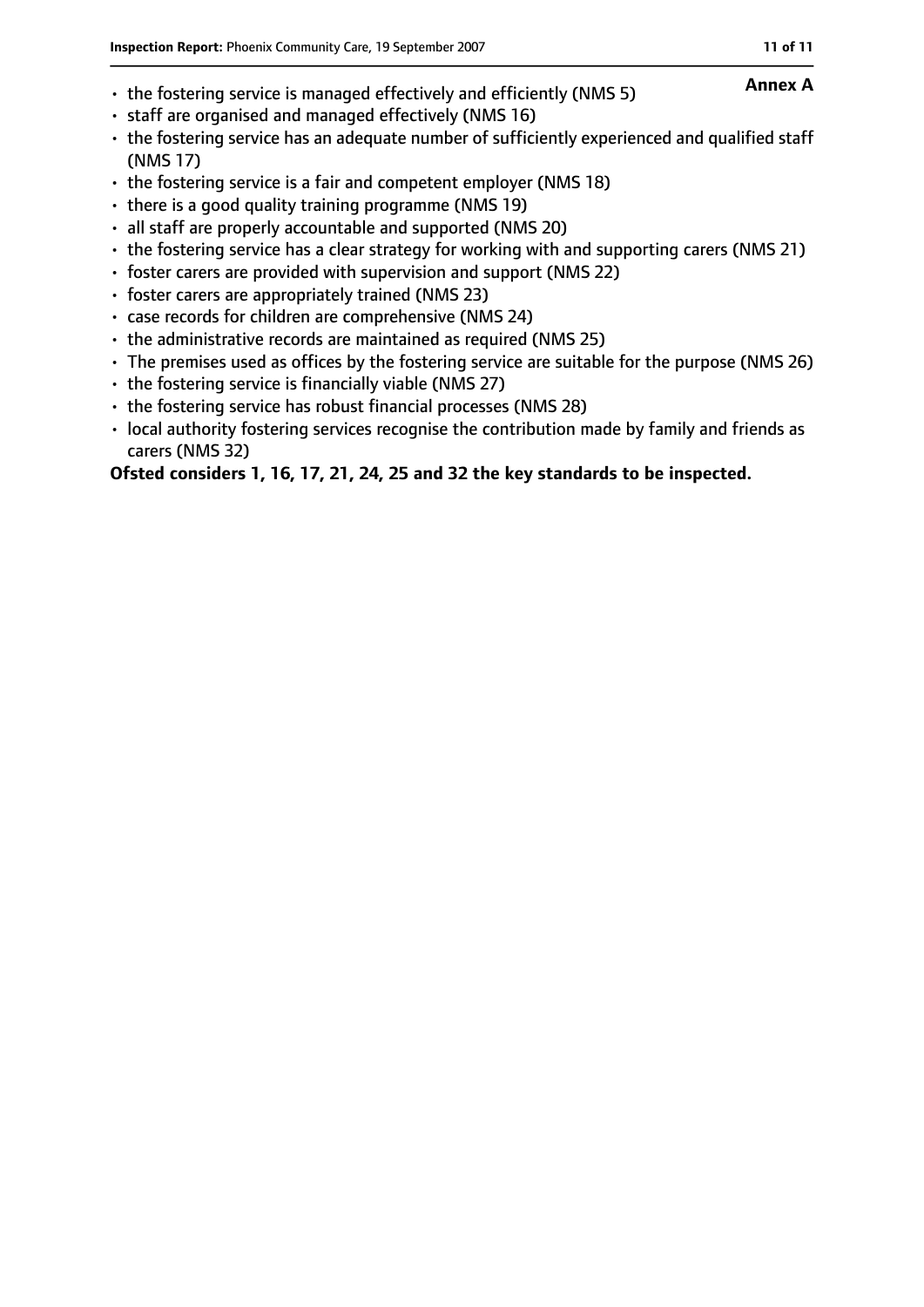**Annex A**

- the fostering service is managed effectively and efficiently (NMS 5)
- staff are organised and managed effectively (NMS 16)
- the fostering service has an adequate number of sufficiently experienced and qualified staff (NMS 17)
- the fostering service is a fair and competent employer (NMS 18)
- there is a good quality training programme (NMS 19)
- all staff are properly accountable and supported (NMS 20)
- the fostering service has a clear strategy for working with and supporting carers (NMS 21)
- foster carers are provided with supervision and support (NMS 22)
- foster carers are appropriately trained (NMS 23)
- case records for children are comprehensive (NMS 24)
- the administrative records are maintained as required (NMS 25)
- The premises used as offices by the fostering service are suitable for the purpose (NMS 26)
- the fostering service is financially viable (NMS 27)
- the fostering service has robust financial processes (NMS 28)
- local authority fostering services recognise the contribution made by family and friends as carers (NMS 32)

**Ofsted considers 1, 16, 17, 21, 24, 25 and 32 the key standards to be inspected.**